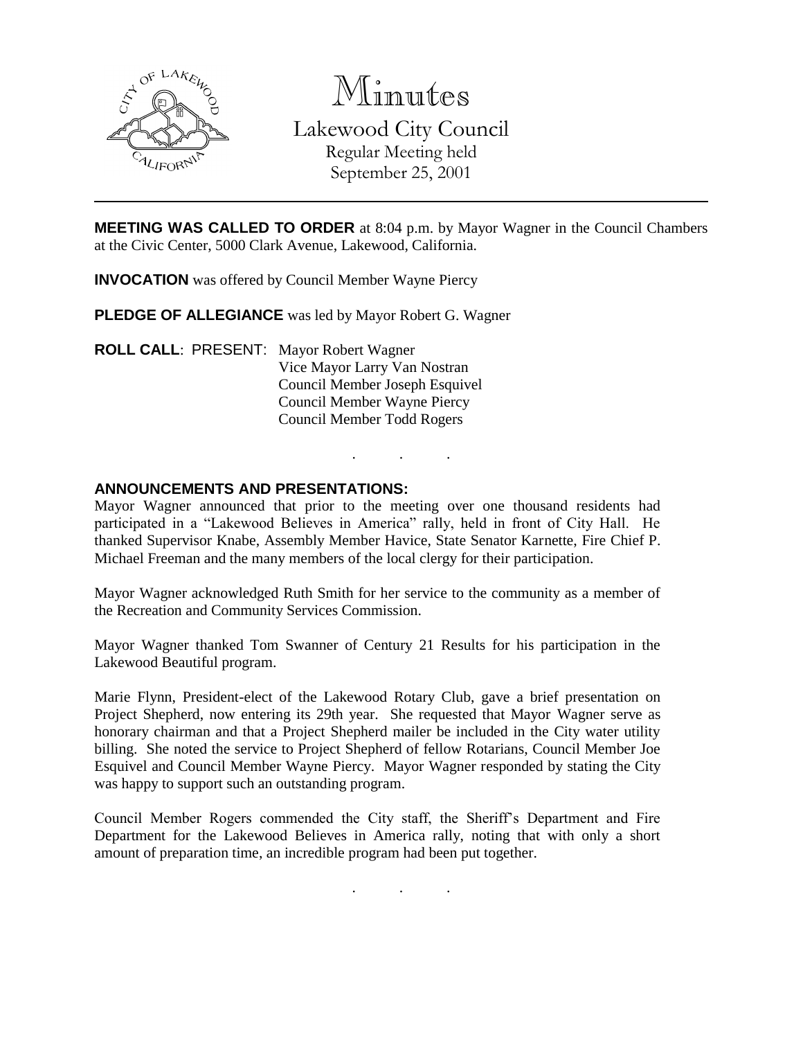# Minutes

Lakewood City Council
Regular Meeting held
September 25, 2001

---

**MEETING WAS CALLED TO ORDER** at 8:04 p.m. by Mayor Wagner in the Council Chambers at the Civic Center, 5000 Clark Avenue, Lakewood, California.

**INVOCATION** was offered by Council Member Wayne Piercy

**PLEDGE OF ALLEGIANCE** was led by Mayor Robert G. Wagner

**ROLL CALL**: PRESENT: Mayor Robert Wagner
Vice Mayor Larry Van Nostran
Council Member Joseph Esquivel
Council Member Wayne Piercy
Council Member Todd Rogers

. . .

**ANNOUNCEMENTS AND PRESENTATIONS:**

Mayor Wagner announced that prior to the meeting over one thousand residents had participated in a "Lakewood Believes in America" rally, held in front of City Hall. He thanked Supervisor Knabe, Assembly Member Havice, State Senator Karnette, Fire Chief P. Michael Freeman and the many members of the local clergy for their participation.

Mayor Wagner acknowledged Ruth Smith for her service to the community as a member of the Recreation and Community Services Commission.

Mayor Wagner thanked Tom Swanner of Century 21 Results for his participation in the Lakewood Beautiful program.

Marie Flynn, President-elect of the Lakewood Rotary Club, gave a brief presentation on Project Shepherd, now entering its 29th year. She requested that Mayor Wagner serve as honorary chairman and that a Project Shepherd mailer be included in the City water utility billing. She noted the service to Project Shepherd of fellow Rotarians, Council Member Joe Esquivel and Council Member Wayne Piercy. Mayor Wagner responded by stating the City was happy to support such an outstanding program.

Council Member Rogers commended the City staff, the Sheriff's Department and Fire Department for the Lakewood Believes in America rally, noting that with only a short amount of preparation time, an incredible program had been put together.

. . .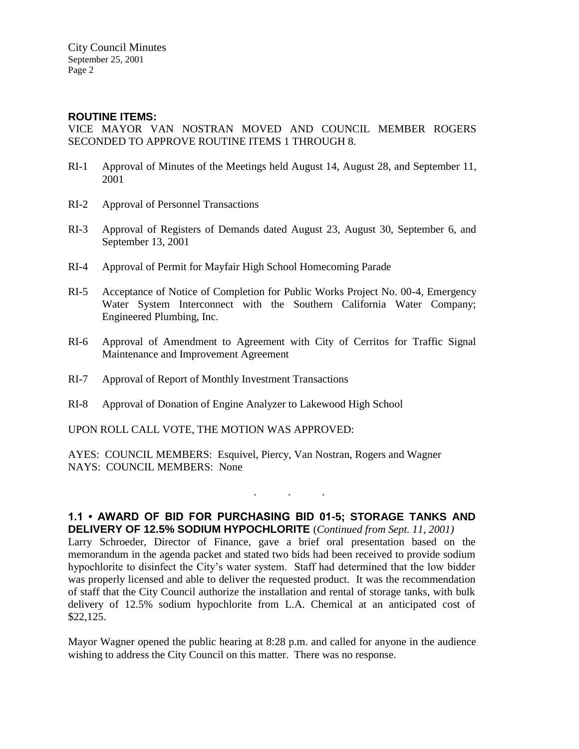**ROUTINE ITEMS:**

VICE MAYOR VAN NOSTRAN MOVED AND COUNCIL MEMBER ROGERS SECONDED TO APPROVE ROUTINE ITEMS 1 THROUGH 8.

RI-1 Approval of Minutes of the Meetings held August 14, August 28, and September 11, 2001

RI-2 Approval of Personnel Transactions

RI-3 Approval of Registers of Demands dated August 23, August 30, September 6, and September 13, 2001

RI-4 Approval of Permit for Mayfair High School Homecoming Parade

RI-5 Acceptance of Notice of Completion for Public Works Project No. 00-4, Emergency Water System Interconnect with the Southern California Water Company; Engineered Plumbing, Inc.

RI-6 Approval of Amendment to Agreement with City of Cerritos for Traffic Signal Maintenance and Improvement Agreement

RI-7 Approval of Report of Monthly Investment Transactions

RI-8 Approval of Donation of Engine Analyzer to Lakewood High School

UPON ROLL CALL VOTE, THE MOTION WAS APPROVED:

AYES: COUNCIL MEMBERS: Esquivel, Piercy, Van Nostran, Rogers and Wagner
NAYS: COUNCIL MEMBERS: None

. . .

**1.1 • AWARD OF BID FOR PURCHASING BID 01-5; STORAGE TANKS AND DELIVERY OF 12.5% SODIUM HYPOCHLORITE** (*Continued from Sept. 11, 2001)*

Larry Schroeder, Director of Finance, gave a brief oral presentation based on the memorandum in the agenda packet and stated two bids had been received to provide sodium hypochlorite to disinfect the City's water system. Staff had determined that the low bidder was properly licensed and able to deliver the requested product. It was the recommendation of staff that the City Council authorize the installation and rental of storage tanks, with bulk delivery of 12.5% sodium hypochlorite from L.A. Chemical at an anticipated cost of $22,125.

Mayor Wagner opened the public hearing at 8:28 p.m. and called for anyone in the audience wishing to address the City Council on this matter. There was no response.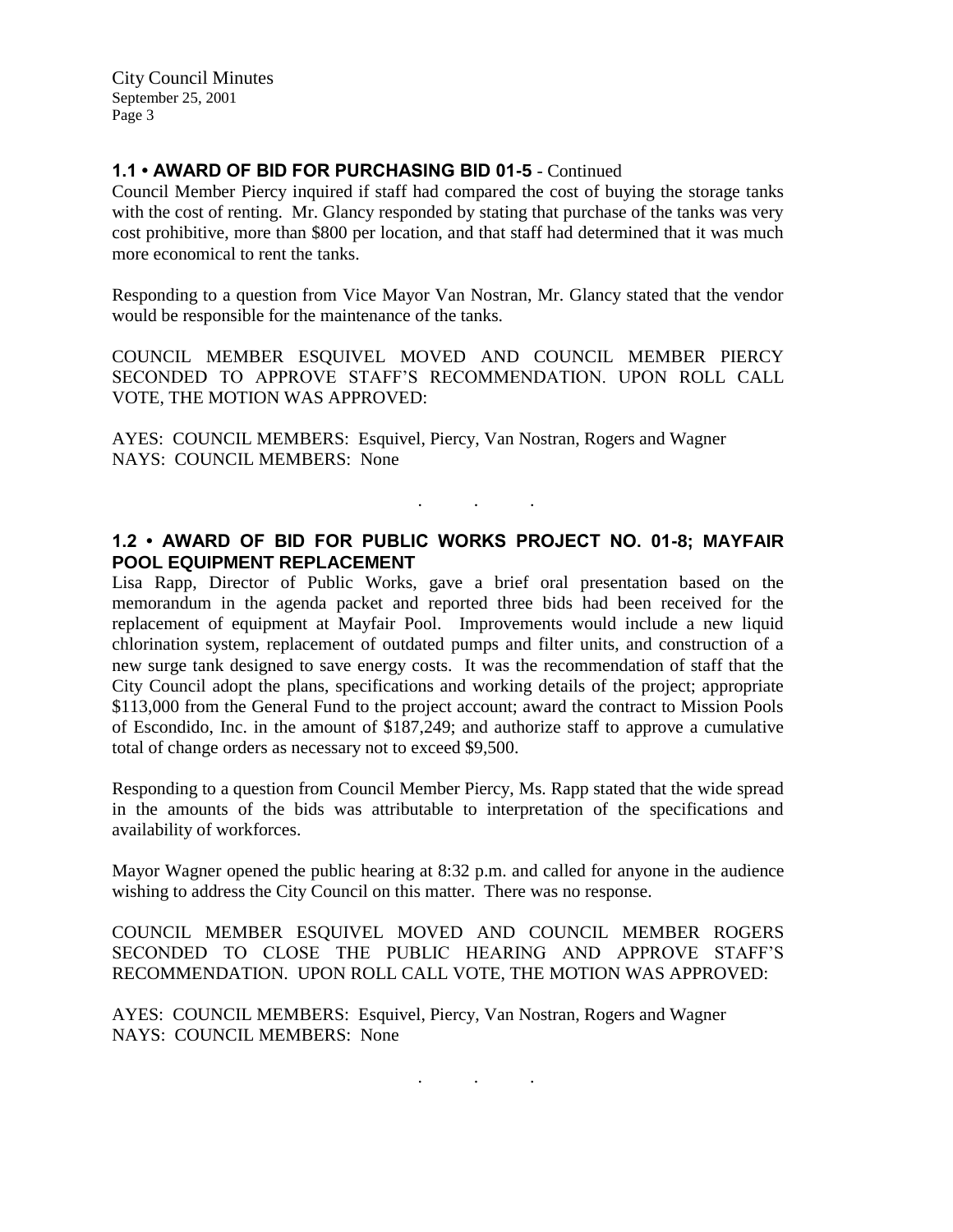## 1.1 • AWARD OF BID FOR PURCHASING BID 01-5 - Continued

Council Member Piercy inquired if staff had compared the cost of buying the storage tanks with the cost of renting. Mr. Glancy responded by stating that purchase of the tanks was very cost prohibitive, more than $800 per location, and that staff had determined that it was much more economical to rent the tanks.

Responding to a question from Vice Mayor Van Nostran, Mr. Glancy stated that the vendor would be responsible for the maintenance of the tanks.

COUNCIL MEMBER ESQUIVEL MOVED AND COUNCIL MEMBER PIERCY SECONDED TO APPROVE STAFF'S RECOMMENDATION. UPON ROLL CALL VOTE, THE MOTION WAS APPROVED:

AYES: COUNCIL MEMBERS: Esquivel, Piercy, Van Nostran, Rogers and Wagner
NAYS: COUNCIL MEMBERS: None

. . .

## 1.2 • AWARD OF BID FOR PUBLIC WORKS PROJECT NO. 01-8; MAYFAIR POOL EQUIPMENT REPLACEMENT

Lisa Rapp, Director of Public Works, gave a brief oral presentation based on the memorandum in the agenda packet and reported three bids had been received for the replacement of equipment at Mayfair Pool. Improvements would include a new liquid chlorination system, replacement of outdated pumps and filter units, and construction of a new surge tank designed to save energy costs. It was the recommendation of staff that the City Council adopt the plans, specifications and working details of the project; appropriate $113,000 from the General Fund to the project account; award the contract to Mission Pools of Escondido, Inc. in the amount of $187,249; and authorize staff to approve a cumulative total of change orders as necessary not to exceed $9,500.

Responding to a question from Council Member Piercy, Ms. Rapp stated that the wide spread in the amounts of the bids was attributable to interpretation of the specifications and availability of workforces.

Mayor Wagner opened the public hearing at 8:32 p.m. and called for anyone in the audience wishing to address the City Council on this matter. There was no response.

COUNCIL MEMBER ESQUIVEL MOVED AND COUNCIL MEMBER ROGERS SECONDED TO CLOSE THE PUBLIC HEARING AND APPROVE STAFF'S RECOMMENDATION. UPON ROLL CALL VOTE, THE MOTION WAS APPROVED:

AYES: COUNCIL MEMBERS: Esquivel, Piercy, Van Nostran, Rogers and Wagner
NAYS: COUNCIL MEMBERS: None

. . .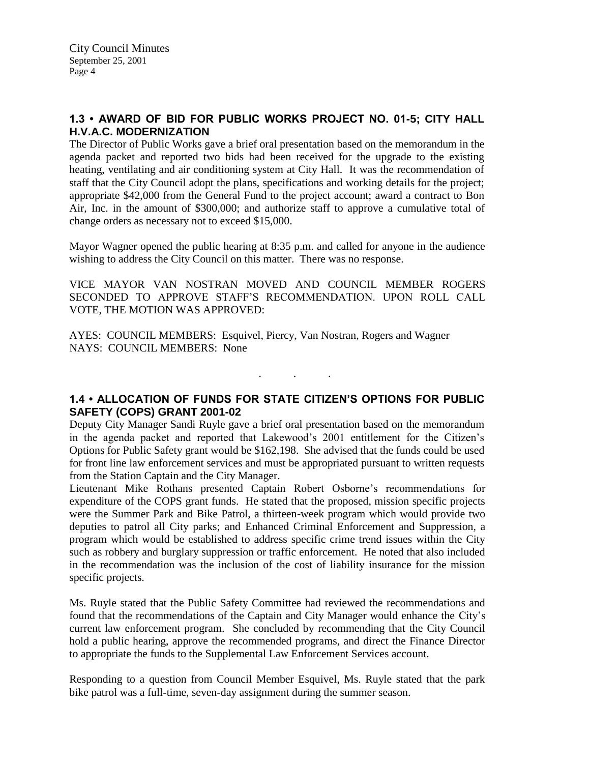## 1.3 • AWARD OF BID FOR PUBLIC WORKS PROJECT NO. 01-5; CITY HALL H.V.A.C. MODERNIZATION

The Director of Public Works gave a brief oral presentation based on the memorandum in the agenda packet and reported two bids had been received for the upgrade to the existing heating, ventilating and air conditioning system at City Hall. It was the recommendation of staff that the City Council adopt the plans, specifications and working details for the project; appropriate $42,000 from the General Fund to the project account; award a contract to Bon Air, Inc. in the amount of $300,000; and authorize staff to approve a cumulative total of change orders as necessary not to exceed $15,000.

Mayor Wagner opened the public hearing at 8:35 p.m. and called for anyone in the audience wishing to address the City Council on this matter. There was no response.

VICE MAYOR VAN NOSTRAN MOVED AND COUNCIL MEMBER ROGERS SECONDED TO APPROVE STAFF'S RECOMMENDATION. UPON ROLL CALL VOTE, THE MOTION WAS APPROVED:

AYES: COUNCIL MEMBERS: Esquivel, Piercy, Van Nostran, Rogers and Wagner
NAYS: COUNCIL MEMBERS: None

. . .

## 1.4 • ALLOCATION OF FUNDS FOR STATE CITIZEN'S OPTIONS FOR PUBLIC SAFETY (COPS) GRANT 2001-02

Deputy City Manager Sandi Ruyle gave a brief oral presentation based on the memorandum in the agenda packet and reported that Lakewood's 2001 entitlement for the Citizen's Options for Public Safety grant would be $162,198. She advised that the funds could be used for front line law enforcement services and must be appropriated pursuant to written requests from the Station Captain and the City Manager.

Lieutenant Mike Rothans presented Captain Robert Osborne's recommendations for expenditure of the COPS grant funds. He stated that the proposed, mission specific projects were the Summer Park and Bike Patrol, a thirteen-week program which would provide two deputies to patrol all City parks; and Enhanced Criminal Enforcement and Suppression, a program which would be established to address specific crime trend issues within the City such as robbery and burglary suppression or traffic enforcement. He noted that also included in the recommendation was the inclusion of the cost of liability insurance for the mission specific projects.

Ms. Ruyle stated that the Public Safety Committee had reviewed the recommendations and found that the recommendations of the Captain and City Manager would enhance the City's current law enforcement program. She concluded by recommending that the City Council hold a public hearing, approve the recommended programs, and direct the Finance Director to appropriate the funds to the Supplemental Law Enforcement Services account.

Responding to a question from Council Member Esquivel, Ms. Ruyle stated that the park bike patrol was a full-time, seven-day assignment during the summer season.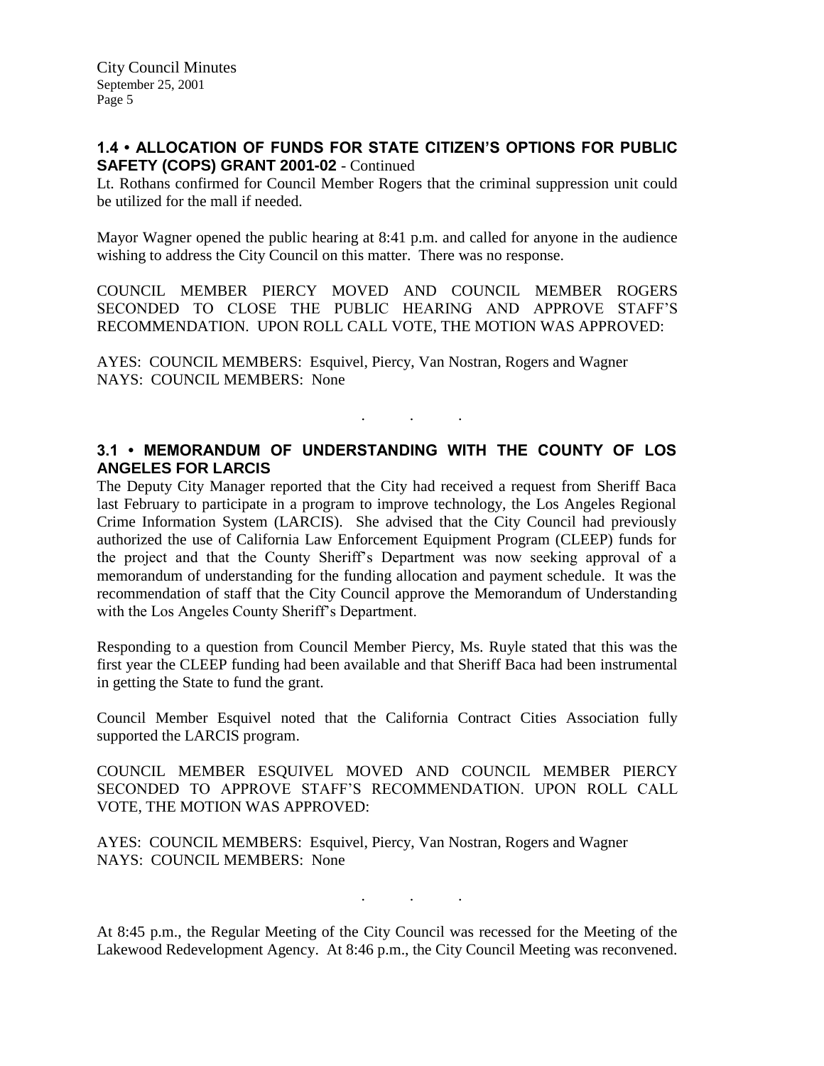## 1.4 • ALLOCATION OF FUNDS FOR STATE CITIZEN'S OPTIONS FOR PUBLIC SAFETY (COPS) GRANT 2001-02 - Continued

Lt. Rothans confirmed for Council Member Rogers that the criminal suppression unit could be utilized for the mall if needed.

Mayor Wagner opened the public hearing at 8:41 p.m. and called for anyone in the audience wishing to address the City Council on this matter. There was no response.

COUNCIL MEMBER PIERCY MOVED AND COUNCIL MEMBER ROGERS SECONDED TO CLOSE THE PUBLIC HEARING AND APPROVE STAFF'S RECOMMENDATION. UPON ROLL CALL VOTE, THE MOTION WAS APPROVED:

AYES: COUNCIL MEMBERS: Esquivel, Piercy, Van Nostran, Rogers and Wagner
NAYS: COUNCIL MEMBERS: None

. . .

## 3.1 • MEMORANDUM OF UNDERSTANDING WITH THE COUNTY OF LOS ANGELES FOR LARCIS

The Deputy City Manager reported that the City had received a request from Sheriff Baca last February to participate in a program to improve technology, the Los Angeles Regional Crime Information System (LARCIS). She advised that the City Council had previously authorized the use of California Law Enforcement Equipment Program (CLEEP) funds for the project and that the County Sheriff's Department was now seeking approval of a memorandum of understanding for the funding allocation and payment schedule. It was the recommendation of staff that the City Council approve the Memorandum of Understanding with the Los Angeles County Sheriff's Department.

Responding to a question from Council Member Piercy, Ms. Ruyle stated that this was the first year the CLEEP funding had been available and that Sheriff Baca had been instrumental in getting the State to fund the grant.

Council Member Esquivel noted that the California Contract Cities Association fully supported the LARCIS program.

COUNCIL MEMBER ESQUIVEL MOVED AND COUNCIL MEMBER PIERCY SECONDED TO APPROVE STAFF'S RECOMMENDATION. UPON ROLL CALL VOTE, THE MOTION WAS APPROVED:

AYES: COUNCIL MEMBERS: Esquivel, Piercy, Van Nostran, Rogers and Wagner
NAYS: COUNCIL MEMBERS: None

. . .

At 8:45 p.m., the Regular Meeting of the City Council was recessed for the Meeting of the Lakewood Redevelopment Agency. At 8:46 p.m., the City Council Meeting was reconvened.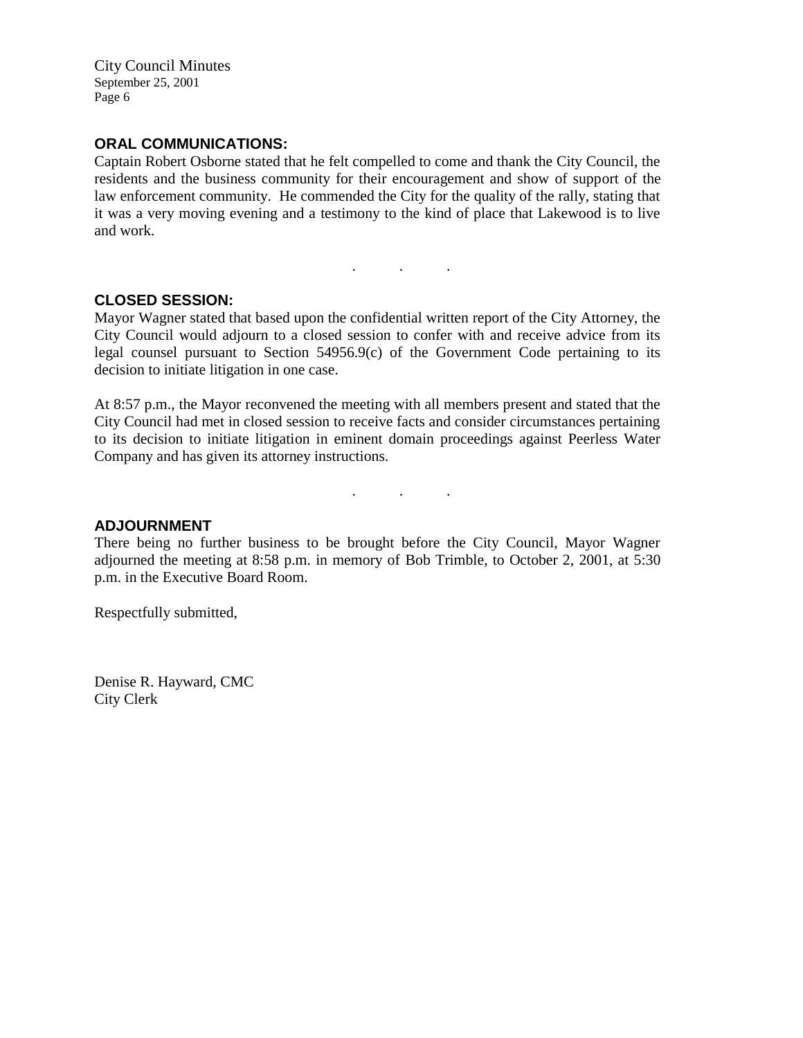## ORAL COMMUNICATIONS:

Captain Robert Osborne stated that he felt compelled to come and thank the City Council, the residents and the business community for their encouragement and show of support of the law enforcement community. He commended the City for the quality of the rally, stating that it was a very moving evening and a testimony to the kind of place that Lakewood is to live and work.

. . .

## CLOSED SESSION:

Mayor Wagner stated that based upon the confidential written report of the City Attorney, the City Council would adjourn to a closed session to confer with and receive advice from its legal counsel pursuant to Section 54956.9(c) of the Government Code pertaining to its decision to initiate litigation in one case.

At 8:57 p.m., the Mayor reconvened the meeting with all members present and stated that the City Council had met in closed session to receive facts and consider circumstances pertaining to its decision to initiate litigation in eminent domain proceedings against Peerless Water Company and has given its attorney instructions.

. . .

## ADJOURNMENT

There being no further business to be brought before the City Council, Mayor Wagner adjourned the meeting at 8:58 p.m. in memory of Bob Trimble, to October 2, 2001, at 5:30 p.m. in the Executive Board Room.

Respectfully submitted,

Denise R. Hayward, CMC
City Clerk